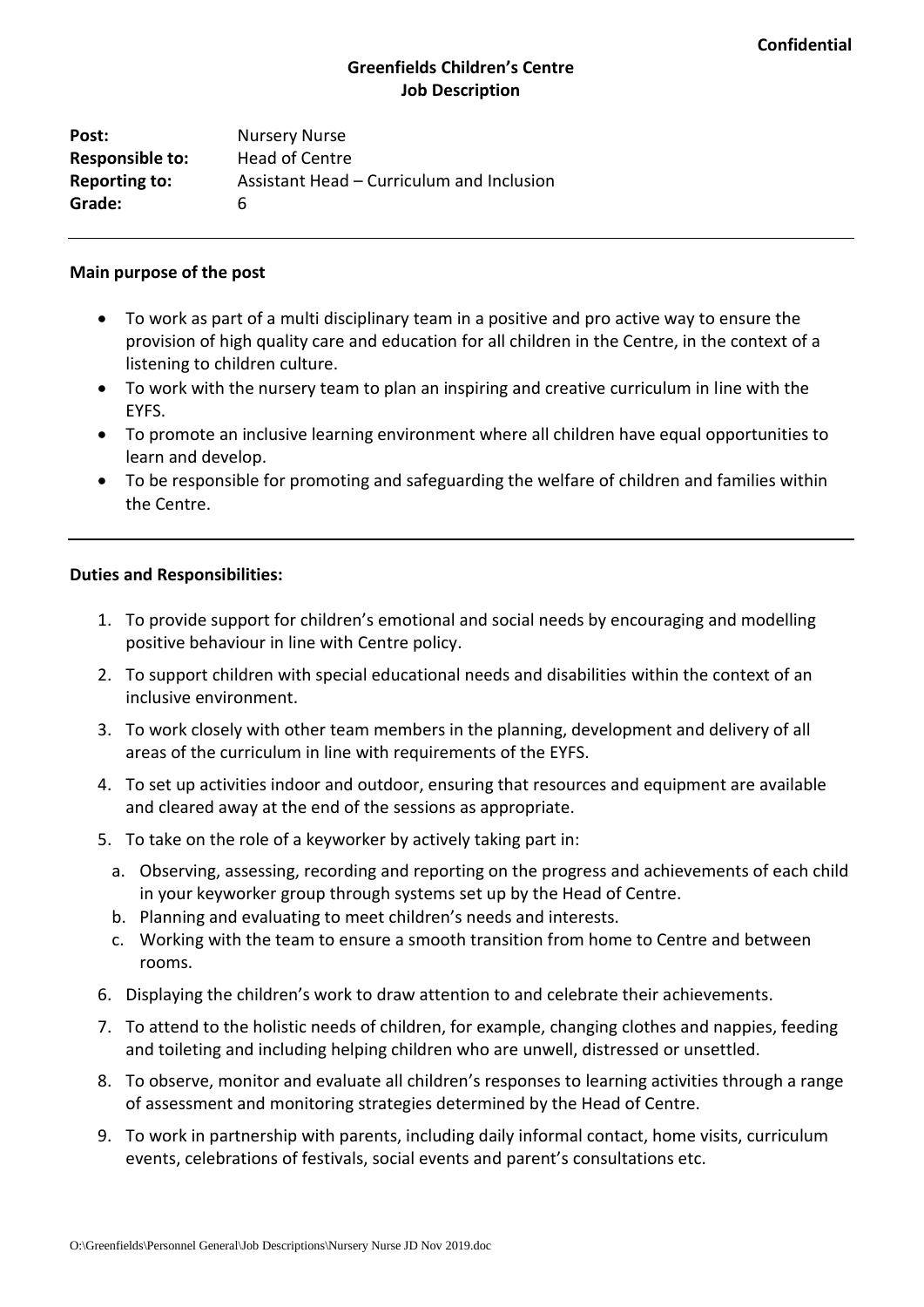**Confidential**

# Greenfields Children's Centre
## Job Description

**Post:** Nursery Nurse
**Responsible to:** Head of Centre
**Reporting to:** Assistant Head – Curriculum and Inclusion
**Grade:** 6

---

**Main purpose of the post**

- To work as part of a multi disciplinary team in a positive and pro active way to ensure the provision of high quality care and education for all children in the Centre, in the context of a listening to children culture.
- To work with the nursery team to plan an inspiring and creative curriculum in line with the EYFS.
- To promote an inclusive learning environment where all children have equal opportunities to learn and develop.
- To be responsible for promoting and safeguarding the welfare of children and families within the Centre.

---

**Duties and Responsibilities:**

1. To provide support for children's emotional and social needs by encouraging and modelling positive behaviour in line with Centre policy.
2. To support children with special educational needs and disabilities within the context of an inclusive environment.
3. To work closely with other team members in the planning, development and delivery of all areas of the curriculum in line with requirements of the EYFS.
4. To set up activities indoor and outdoor, ensuring that resources and equipment are available and cleared away at the end of the sessions as appropriate.
5. To take on the role of a keyworker by actively taking part in:
   a. Observing, assessing, recording and reporting on the progress and achievements of each child in your keyworker group through systems set up by the Head of Centre.
   b. Planning and evaluating to meet children's needs and interests.
   c. Working with the team to ensure a smooth transition from home to Centre and between rooms.
6. Displaying the children's work to draw attention to and celebrate their achievements.
7. To attend to the holistic needs of children, for example, changing clothes and nappies, feeding and toileting and including helping children who are unwell, distressed or unsettled.
8. To observe, monitor and evaluate all children's responses to learning activities through a range of assessment and monitoring strategies determined by the Head of Centre.
9. To work in partnership with parents, including daily informal contact, home visits, curriculum events, celebrations of festivals, social events and parent's consultations etc.

O:\Greenfields\Personnel General\Job Descriptions\Nursery Nurse JD Nov 2019.doc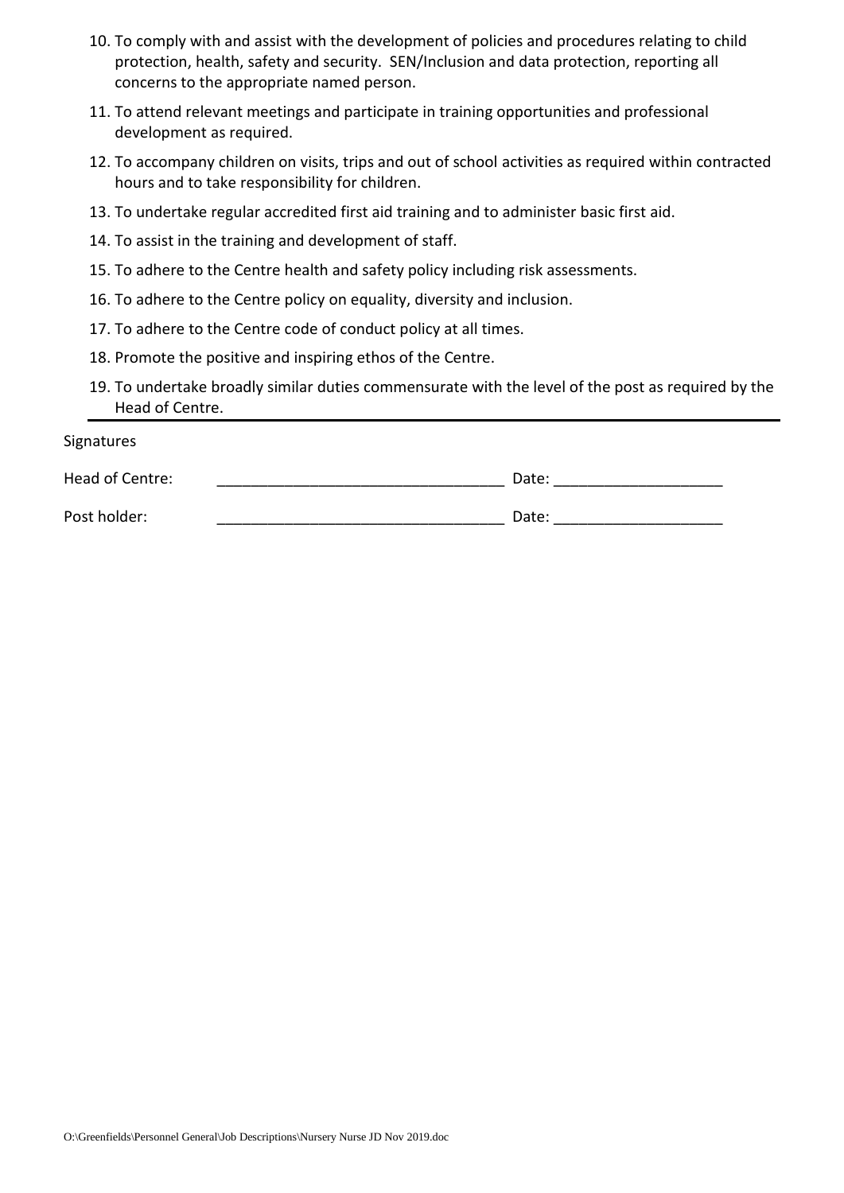10. To comply with and assist with the development of policies and procedures relating to child protection, health, safety and security. SEN/Inclusion and data protection, reporting all concerns to the appropriate named person.
11. To attend relevant meetings and participate in training opportunities and professional development as required.
12. To accompany children on visits, trips and out of school activities as required within contracted hours and to take responsibility for children.
13. To undertake regular accredited first aid training and to administer basic first aid.
14. To assist in the training and development of staff.
15. To adhere to the Centre health and safety policy including risk assessments.
16. To adhere to the Centre policy on equality, diversity and inclusion.
17. To adhere to the Centre code of conduct policy at all times.
18. Promote the positive and inspiring ethos of the Centre.
19. To undertake broadly similar duties commensurate with the level of the post as required by the Head of Centre.

---

Signatures

Head of Centre: __________________________________ Date: ____________________

Post holder: __________________________________ Date: ____________________

O:\Greenfields\Personnel General\Job Descriptions\Nursery Nurse JD Nov 2019.doc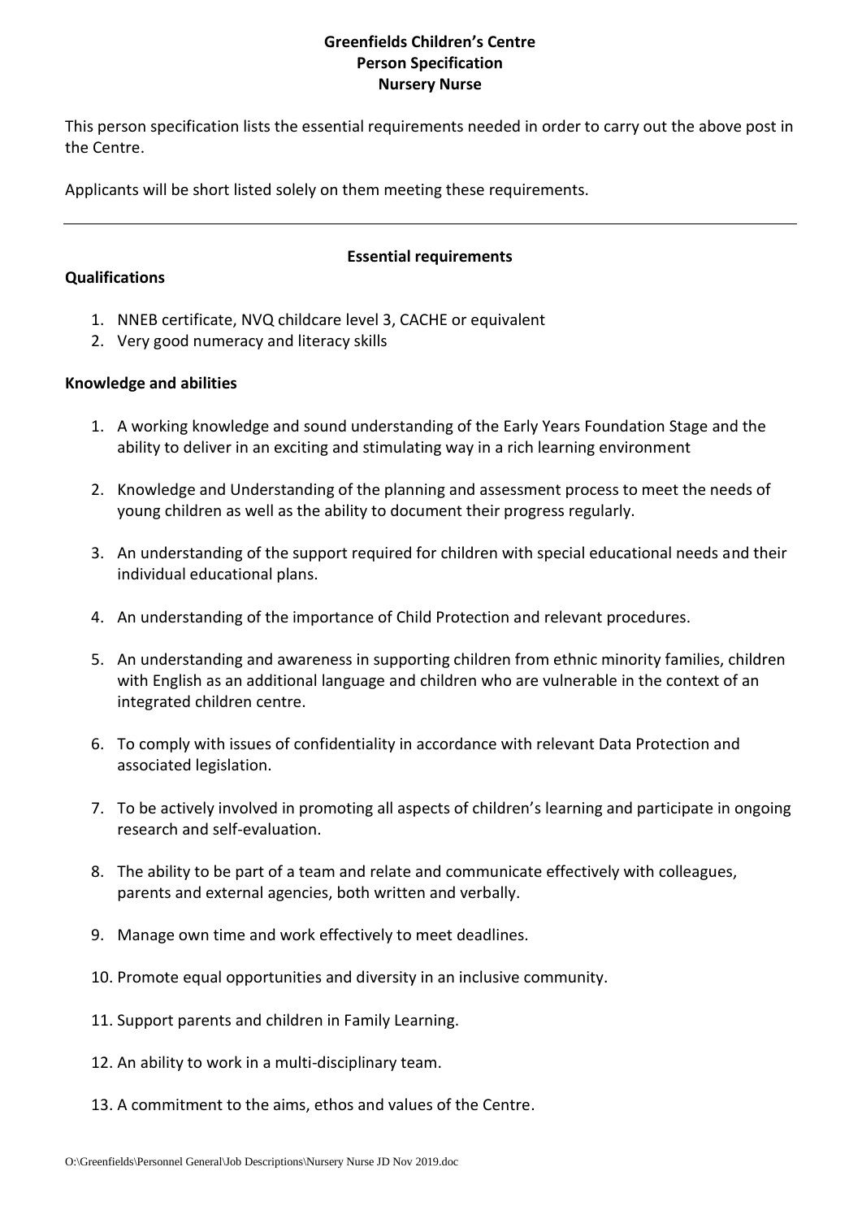**Greenfields Children's Centre**
**Person Specification**
**Nursery Nurse**

This person specification lists the essential requirements needed in order to carry out the above post in the Centre.

Applicants will be short listed solely on them meeting these requirements.

---

**Essential requirements**

**Qualifications**

1. NNEB certificate, NVQ childcare level 3, CACHE or equivalent
2. Very good numeracy and literacy skills

**Knowledge and abilities**

1. A working knowledge and sound understanding of the Early Years Foundation Stage and the ability to deliver in an exciting and stimulating way in a rich learning environment

2. Knowledge and Understanding of the planning and assessment process to meet the needs of young children as well as the ability to document their progress regularly.

3. An understanding of the support required for children with special educational needs and their individual educational plans.

4. An understanding of the importance of Child Protection and relevant procedures.

5. An understanding and awareness in supporting children from ethnic minority families, children with English as an additional language and children who are vulnerable in the context of an integrated children centre.

6. To comply with issues of confidentiality in accordance with relevant Data Protection and associated legislation.

7. To be actively involved in promoting all aspects of children's learning and participate in ongoing research and self-evaluation.

8. The ability to be part of a team and relate and communicate effectively with colleagues, parents and external agencies, both written and verbally.

9. Manage own time and work effectively to meet deadlines.

10. Promote equal opportunities and diversity in an inclusive community.

11. Support parents and children in Family Learning.

12. An ability to work in a multi-disciplinary team.

13. A commitment to the aims, ethos and values of the Centre.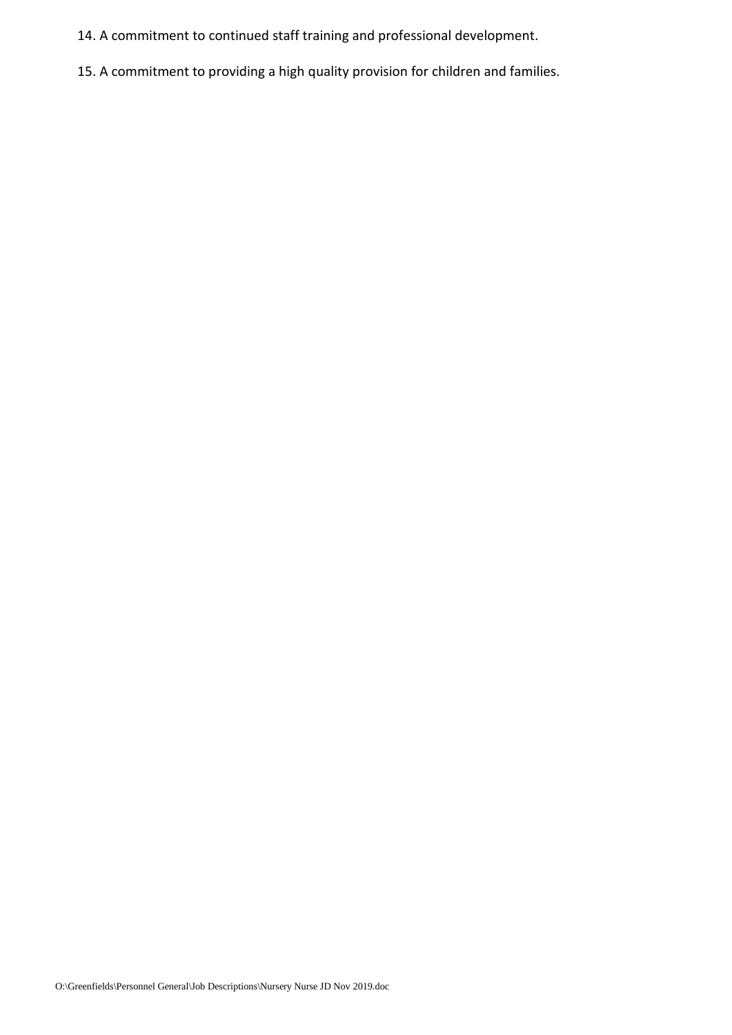14. A commitment to continued staff training and professional development.

15. A commitment to providing a high quality provision for children and families.

O:\Greenfields\Personnel General\Job Descriptions\Nursery Nurse JD Nov 2019.doc